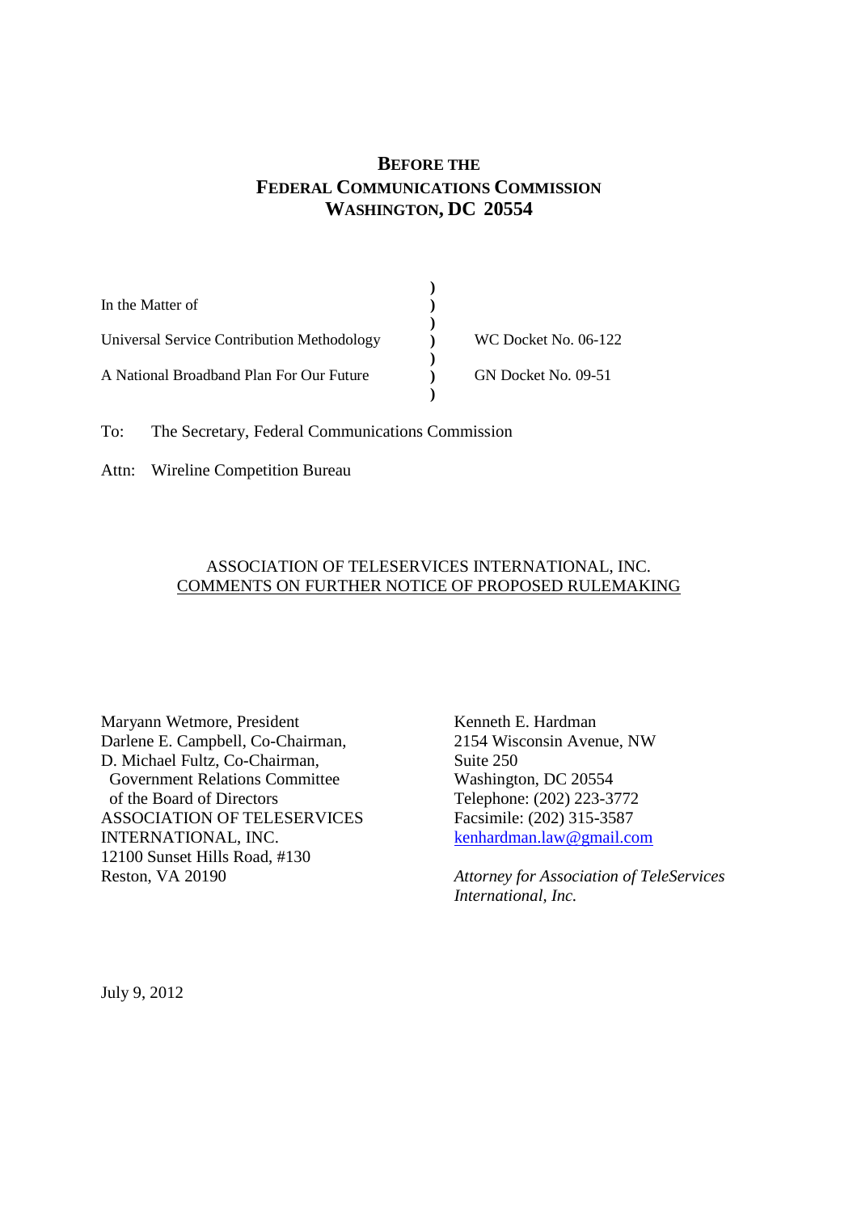# BEFORE THE FEDERAL COMMUNICATIONS COMMISSION WASHINGTON, DC 20554

| | | |
|---|---|---|
| In the Matter of | ) | |
| Universal Service Contribution Methodology | ) | WC Docket No. 06-122 |
| A National Broadband Plan For Our Future | ) | GN Docket No. 09-51 |

To: The Secretary, Federal Communications Commission

Attn: Wireline Competition Bureau

ASSOCIATION OF TELESERVICES INTERNATIONAL, INC.
COMMENTS ON FURTHER NOTICE OF PROPOSED RULEMAKING

Maryann Wetmore, President
Darlene E. Campbell, Co-Chairman,
D. Michael Fultz, Co-Chairman,
Government Relations Committee
of the Board of Directors
ASSOCIATION OF TELESERVICES INTERNATIONAL, INC.
12100 Sunset Hills Road, #130
Reston, VA 20190

Kenneth E. Hardman
2154 Wisconsin Avenue, NW
Suite 250
Washington, DC 20554
Telephone: (202) 223-3772
Facsimile: (202) 315-3587
kenhardman.law@gmail.com

*Attorney for Association of TeleServices International, Inc.*

July 9, 2012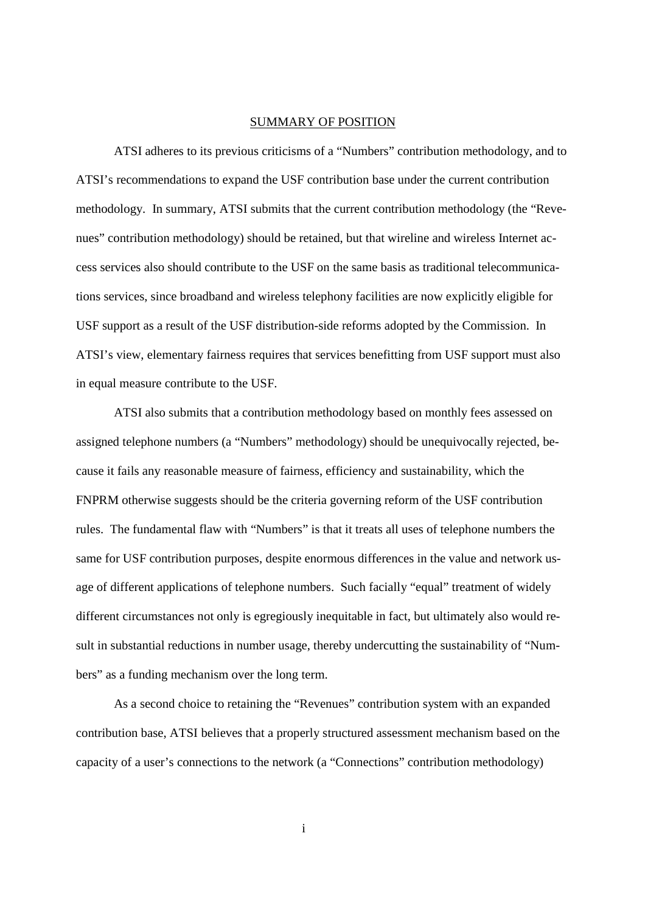## SUMMARY OF POSITION

ATSI adheres to its previous criticisms of a "Numbers" contribution methodology, and to ATSI's recommendations to expand the USF contribution base under the current contribution methodology. In summary, ATSI submits that the current contribution methodology (the "Revenues" contribution methodology) should be retained, but that wireline and wireless Internet access services also should contribute to the USF on the same basis as traditional telecommunications services, since broadband and wireless telephony facilities are now explicitly eligible for USF support as a result of the USF distribution-side reforms adopted by the Commission. In ATSI's view, elementary fairness requires that services benefitting from USF support must also in equal measure contribute to the USF.

ATSI also submits that a contribution methodology based on monthly fees assessed on assigned telephone numbers (a "Numbers" methodology) should be unequivocally rejected, because it fails any reasonable measure of fairness, efficiency and sustainability, which the FNPRM otherwise suggests should be the criteria governing reform of the USF contribution rules. The fundamental flaw with "Numbers" is that it treats all uses of telephone numbers the same for USF contribution purposes, despite enormous differences in the value and network usage of different applications of telephone numbers. Such facially "equal" treatment of widely different circumstances not only is egregiously inequitable in fact, but ultimately also would result in substantial reductions in number usage, thereby undercutting the sustainability of "Numbers" as a funding mechanism over the long term.

As a second choice to retaining the "Revenues" contribution system with an expanded contribution base, ATSI believes that a properly structured assessment mechanism based on the capacity of a user's connections to the network (a "Connections" contribution methodology)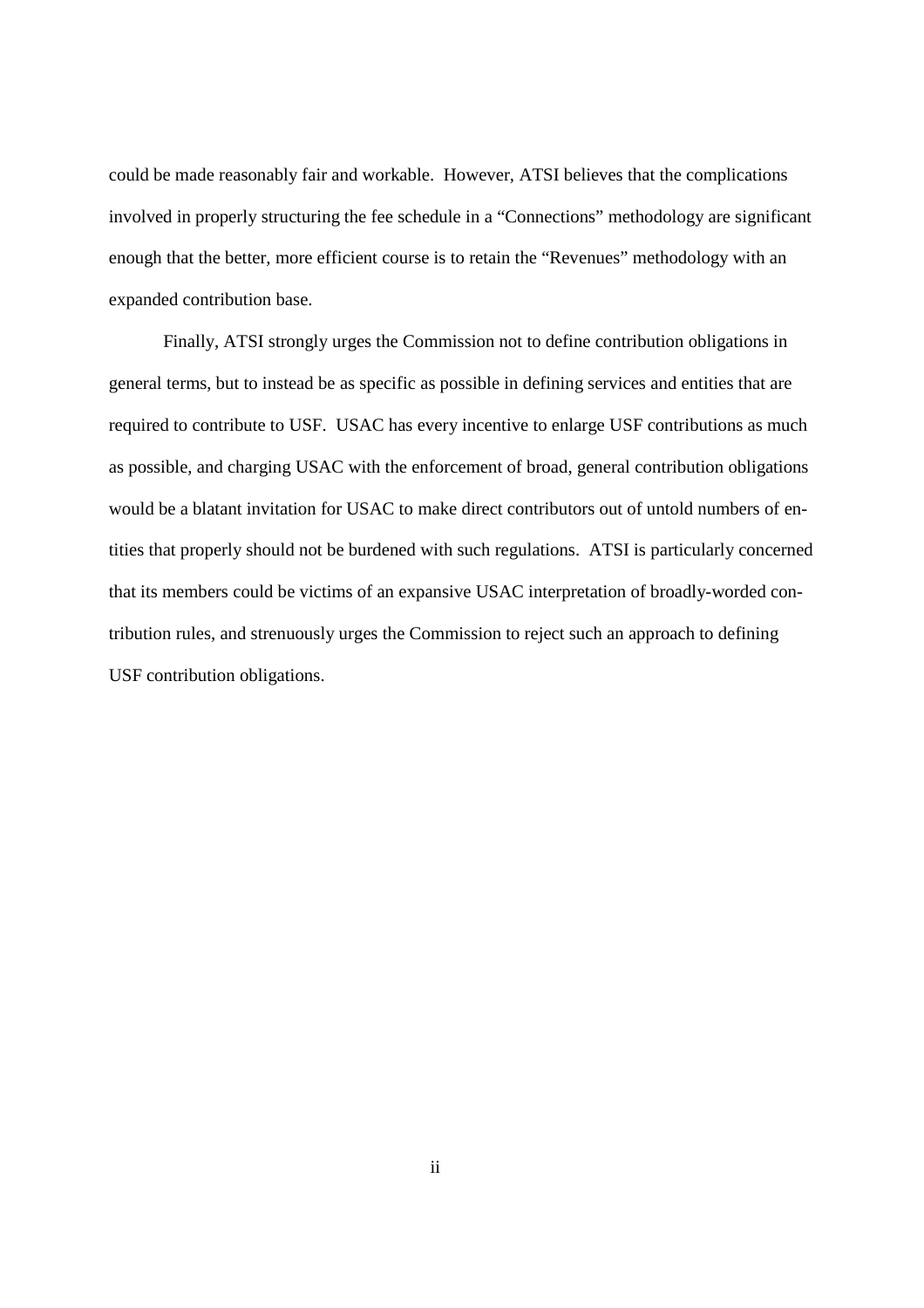could be made reasonably fair and workable. However, ATSI believes that the complications involved in properly structuring the fee schedule in a "Connections" methodology are significant enough that the better, more efficient course is to retain the "Revenues" methodology with an expanded contribution base.

Finally, ATSI strongly urges the Commission not to define contribution obligations in general terms, but to instead be as specific as possible in defining services and entities that are required to contribute to USF. USAC has every incentive to enlarge USF contributions as much as possible, and charging USAC with the enforcement of broad, general contribution obligations would be a blatant invitation for USAC to make direct contributors out of untold numbers of entities that properly should not be burdened with such regulations. ATSI is particularly concerned that its members could be victims of an expansive USAC interpretation of broadly-worded contribution rules, and strenuously urges the Commission to reject such an approach to defining USF contribution obligations.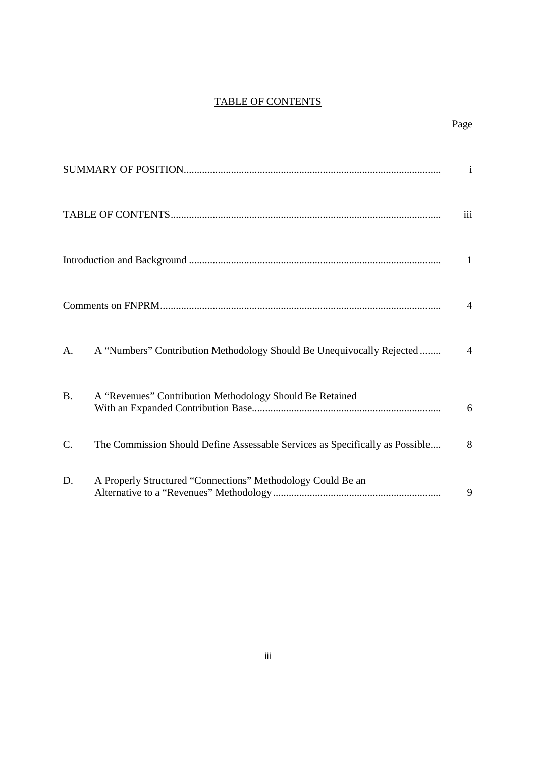<u>TABLE OF CONTENTS</u>

| | | Page |
|---|---|---|
| SUMMARY OF POSITION | | i |
| TABLE OF CONTENTS | | iii |
| Introduction and Background | | 1 |
| Comments on FNPRM | | 4 |
| A. | A "Numbers" Contribution Methodology Should Be Unequivocally Rejected | 4 |
| B. | A "Revenues" Contribution Methodology Should Be Retained With an Expanded Contribution Base | 6 |
| C. | The Commission Should Define Assessable Services as Specifically as Possible | 8 |
| D. | A Properly Structured "Connections" Methodology Could Be an Alternative to a "Revenues" Methodology | 9 |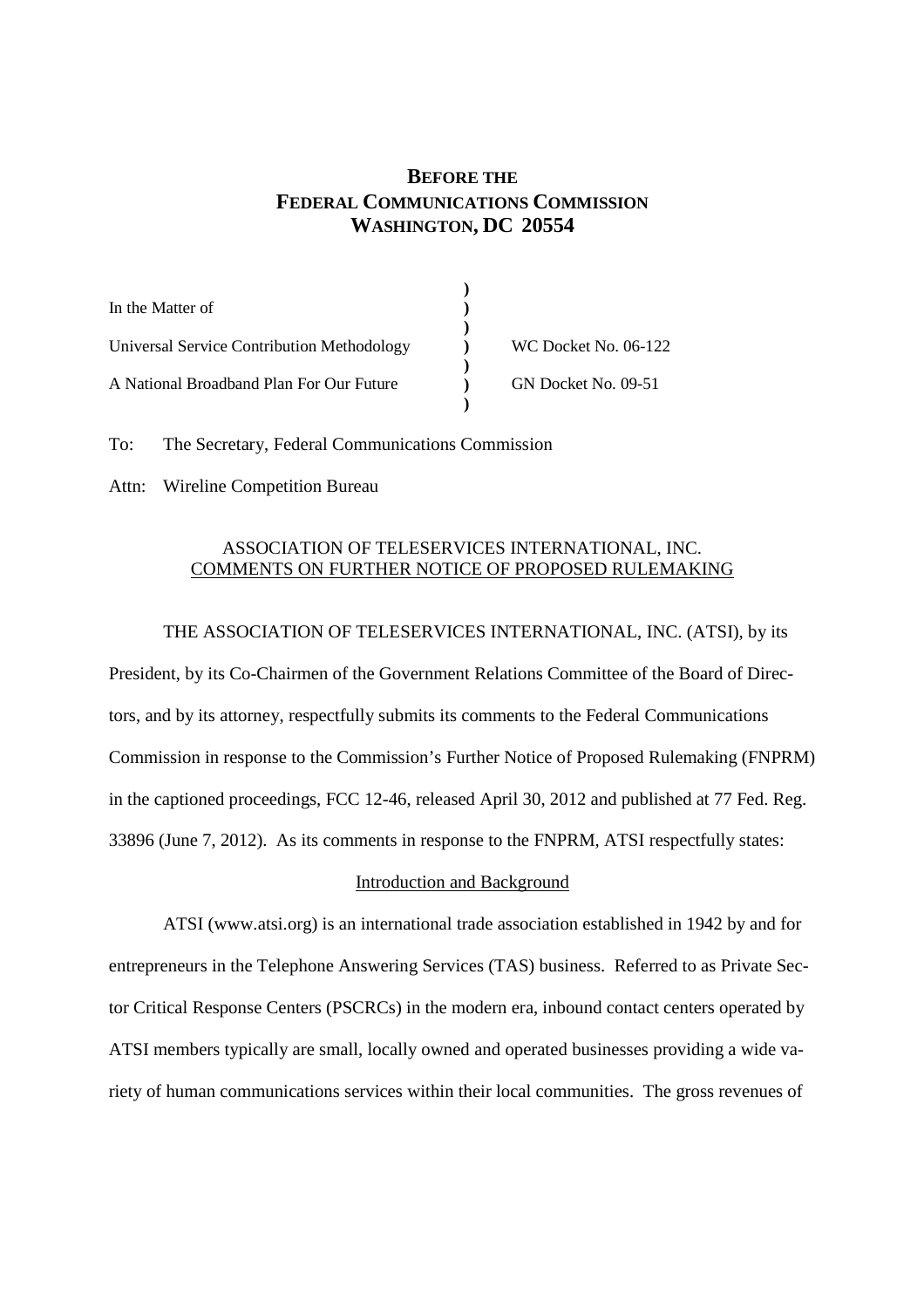**BEFORE THE**
**FEDERAL COMMUNICATIONS COMMISSION**
**WASHINGTON, DC 20554**

| | | |
|---|---|---|
| In the Matter of | ) | |
| Universal Service Contribution Methodology | ) | WC Docket No. 06-122 |
| A National Broadband Plan For Our Future | ) | GN Docket No. 09-51 |

To: The Secretary, Federal Communications Commission

Attn: Wireline Competition Bureau

ASSOCIATION OF TELESERVICES INTERNATIONAL, INC.
COMMENTS ON FURTHER NOTICE OF PROPOSED RULEMAKING

THE ASSOCIATION OF TELESERVICES INTERNATIONAL, INC. (ATSI), by its President, by its Co-Chairmen of the Government Relations Committee of the Board of Directors, and by its attorney, respectfully submits its comments to the Federal Communications Commission in response to the Commission's Further Notice of Proposed Rulemaking (FNPRM) in the captioned proceedings, FCC 12-46, released April 30, 2012 and published at 77 Fed. Reg. 33896 (June 7, 2012). As its comments in response to the FNPRM, ATSI respectfully states:

Introduction and Background

ATSI (www.atsi.org) is an international trade association established in 1942 by and for entrepreneurs in the Telephone Answering Services (TAS) business. Referred to as Private Sector Critical Response Centers (PSCRCs) in the modern era, inbound contact centers operated by ATSI members typically are small, locally owned and operated businesses providing a wide variety of human communications services within their local communities. The gross revenues of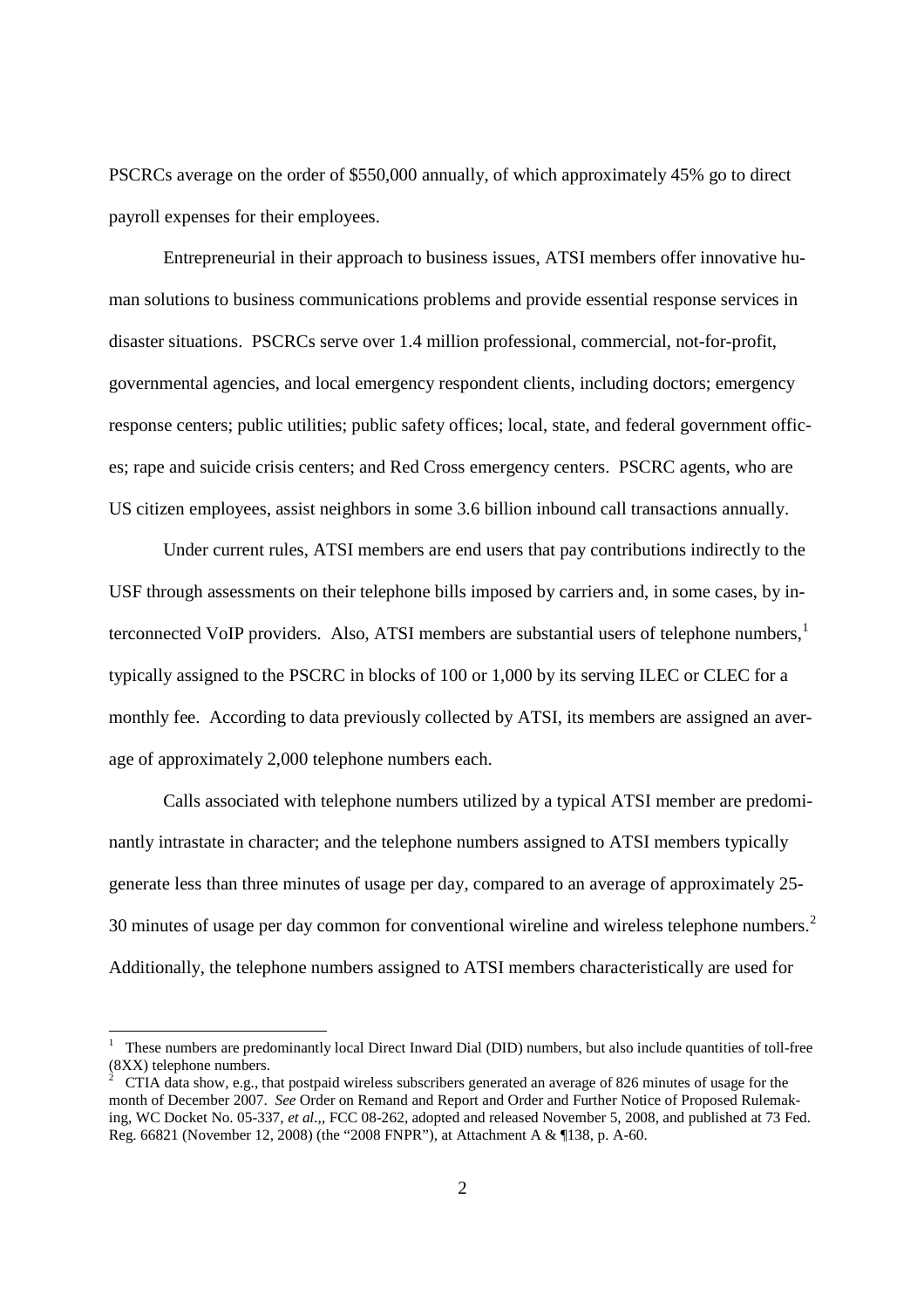PSCRCs average on the order of $550,000 annually, of which approximately 45% go to direct payroll expenses for their employees.

Entrepreneurial in their approach to business issues, ATSI members offer innovative human solutions to business communications problems and provide essential response services in disaster situations. PSCRCs serve over 1.4 million professional, commercial, not-for-profit, governmental agencies, and local emergency respondent clients, including doctors; emergency response centers; public utilities; public safety offices; local, state, and federal government offices; rape and suicide crisis centers; and Red Cross emergency centers. PSCRC agents, who are US citizen employees, assist neighbors in some 3.6 billion inbound call transactions annually.

Under current rules, ATSI members are end users that pay contributions indirectly to the USF through assessments on their telephone bills imposed by carriers and, in some cases, by interconnected VoIP providers. Also, ATSI members are substantial users of telephone numbers,[1] typically assigned to the PSCRC in blocks of 100 or 1,000 by its serving ILEC or CLEC for a monthly fee. According to data previously collected by ATSI, its members are assigned an average of approximately 2,000 telephone numbers each.

Calls associated with telephone numbers utilized by a typical ATSI member are predominantly intrastate in character; and the telephone numbers assigned to ATSI members typically generate less than three minutes of usage per day, compared to an average of approximately 25-30 minutes of usage per day common for conventional wireline and wireless telephone numbers.[2] Additionally, the telephone numbers assigned to ATSI members characteristically are used for

---

[1] These numbers are predominantly local Direct Inward Dial (DID) numbers, but also include quantities of toll-free (8XX) telephone numbers.

[2] CTIA data show, e.g., that postpaid wireless subscribers generated an average of 826 minutes of usage for the month of December 2007. *See* Order on Remand and Report and Order and Further Notice of Proposed Rulemaking, WC Docket No. 05-337, *et al*.,, FCC 08-262, adopted and released November 5, 2008, and published at 73 Fed. Reg. 66821 (November 12, 2008) (the "2008 FNPR"), at Attachment A & ¶138, p. A-60.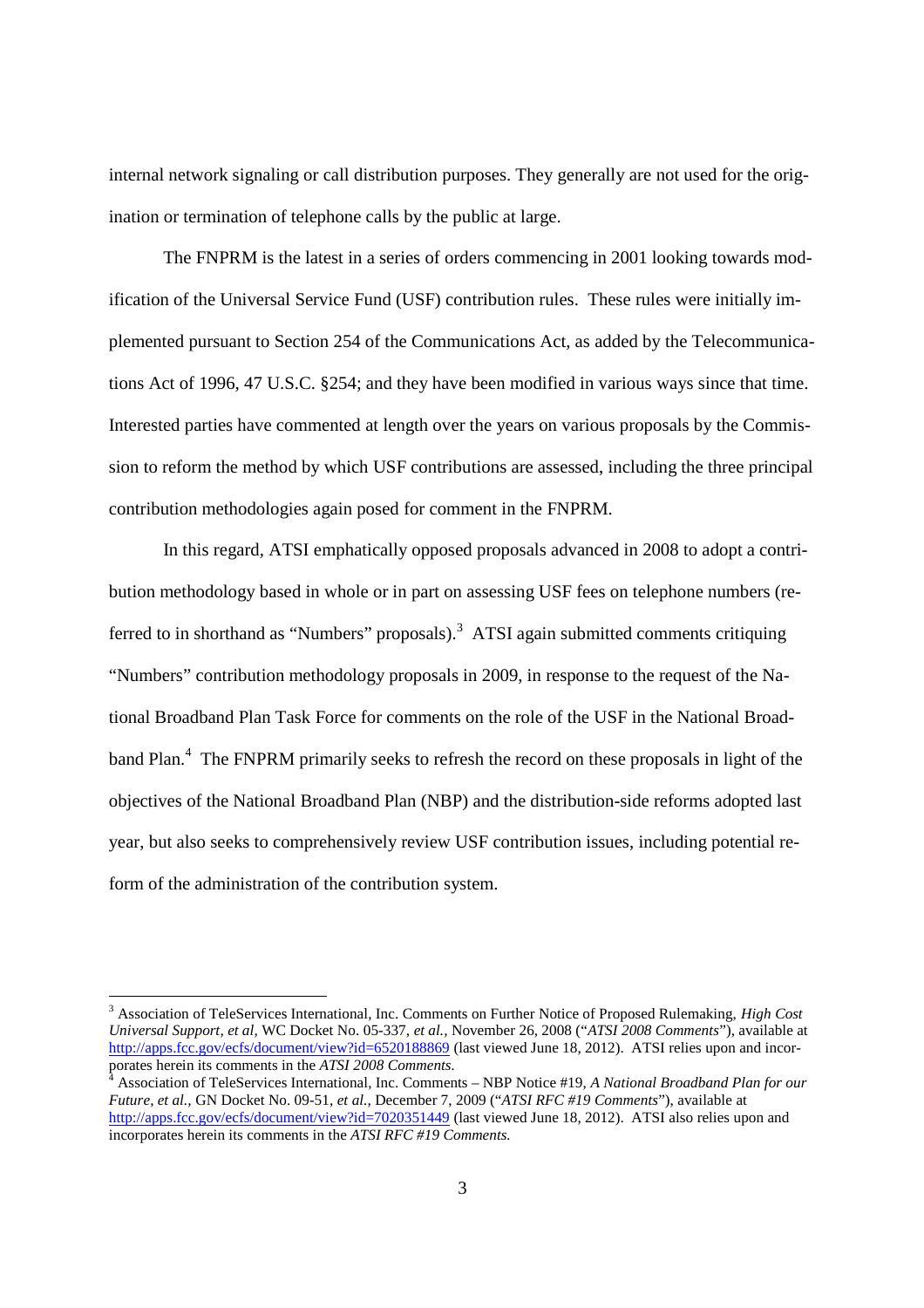internal network signaling or call distribution purposes. They generally are not used for the origination or termination of telephone calls by the public at large.

The FNPRM is the latest in a series of orders commencing in 2001 looking towards modification of the Universal Service Fund (USF) contribution rules. These rules were initially implemented pursuant to Section 254 of the Communications Act, as added by the Telecommunications Act of 1996, 47 U.S.C. §254; and they have been modified in various ways since that time. Interested parties have commented at length over the years on various proposals by the Commission to reform the method by which USF contributions are assessed, including the three principal contribution methodologies again posed for comment in the FNPRM.

In this regard, ATSI emphatically opposed proposals advanced in 2008 to adopt a contribution methodology based in whole or in part on assessing USF fees on telephone numbers (referred to in shorthand as "Numbers" proposals).[3] ATSI again submitted comments critiquing "Numbers" contribution methodology proposals in 2009, in response to the request of the National Broadband Plan Task Force for comments on the role of the USF in the National Broadband Plan.[4] The FNPRM primarily seeks to refresh the record on these proposals in light of the objectives of the National Broadband Plan (NBP) and the distribution-side reforms adopted last year, but also seeks to comprehensively review USF contribution issues, including potential reform of the administration of the contribution system.

---

[3] Association of TeleServices International, Inc. Comments on Further Notice of Proposed Rulemaking, *High Cost Universal Support, et al*, WC Docket No. 05-337, *et al.*, November 26, 2008 ("*ATSI 2008 Comments*"), available at http://apps.fcc.gov/ecfs/document/view?id=6520188869 (last viewed June 18, 2012). ATSI relies upon and incorporates herein its comments in the *ATSI 2008 Comments*.

[4] Association of TeleServices International, Inc. Comments – NBP Notice #19, *A National Broadband Plan for our Future, et al.*, GN Docket No. 09-51, *et al.*, December 7, 2009 ("*ATSI RFC #19 Comments*"), available at http://apps.fcc.gov/ecfs/document/view?id=7020351449 (last viewed June 18, 2012). ATSI also relies upon and incorporates herein its comments in the *ATSI RFC #19 Comments.*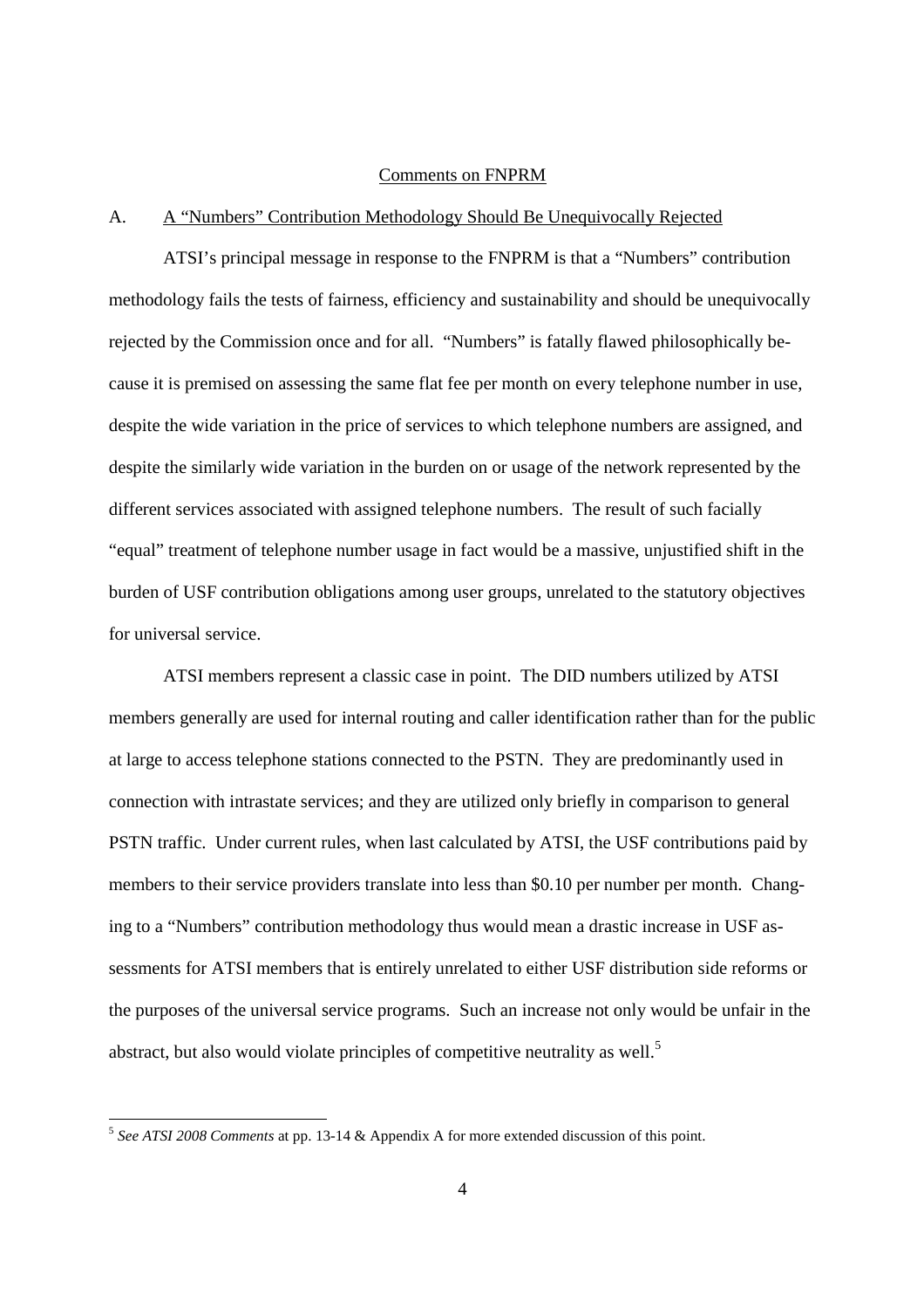## Comments on FNPRM

### A. A "Numbers" Contribution Methodology Should Be Unequivocally Rejected

ATSI's principal message in response to the FNPRM is that a "Numbers" contribution methodology fails the tests of fairness, efficiency and sustainability and should be unequivocally rejected by the Commission once and for all. "Numbers" is fatally flawed philosophically because it is premised on assessing the same flat fee per month on every telephone number in use, despite the wide variation in the price of services to which telephone numbers are assigned, and despite the similarly wide variation in the burden on or usage of the network represented by the different services associated with assigned telephone numbers. The result of such facially "equal" treatment of telephone number usage in fact would be a massive, unjustified shift in the burden of USF contribution obligations among user groups, unrelated to the statutory objectives for universal service.

ATSI members represent a classic case in point. The DID numbers utilized by ATSI members generally are used for internal routing and caller identification rather than for the public at large to access telephone stations connected to the PSTN. They are predominantly used in connection with intrastate services; and they are utilized only briefly in comparison to general PSTN traffic. Under current rules, when last calculated by ATSI, the USF contributions paid by members to their service providers translate into less than $0.10 per number per month. Changing to a "Numbers" contribution methodology thus would mean a drastic increase in USF assessments for ATSI members that is entirely unrelated to either USF distribution side reforms or the purposes of the universal service programs. Such an increase not only would be unfair in the abstract, but also would violate principles of competitive neutrality as well.[5]

---

[5] *See ATSI 2008 Comments* at pp. 13-14 & Appendix A for more extended discussion of this point.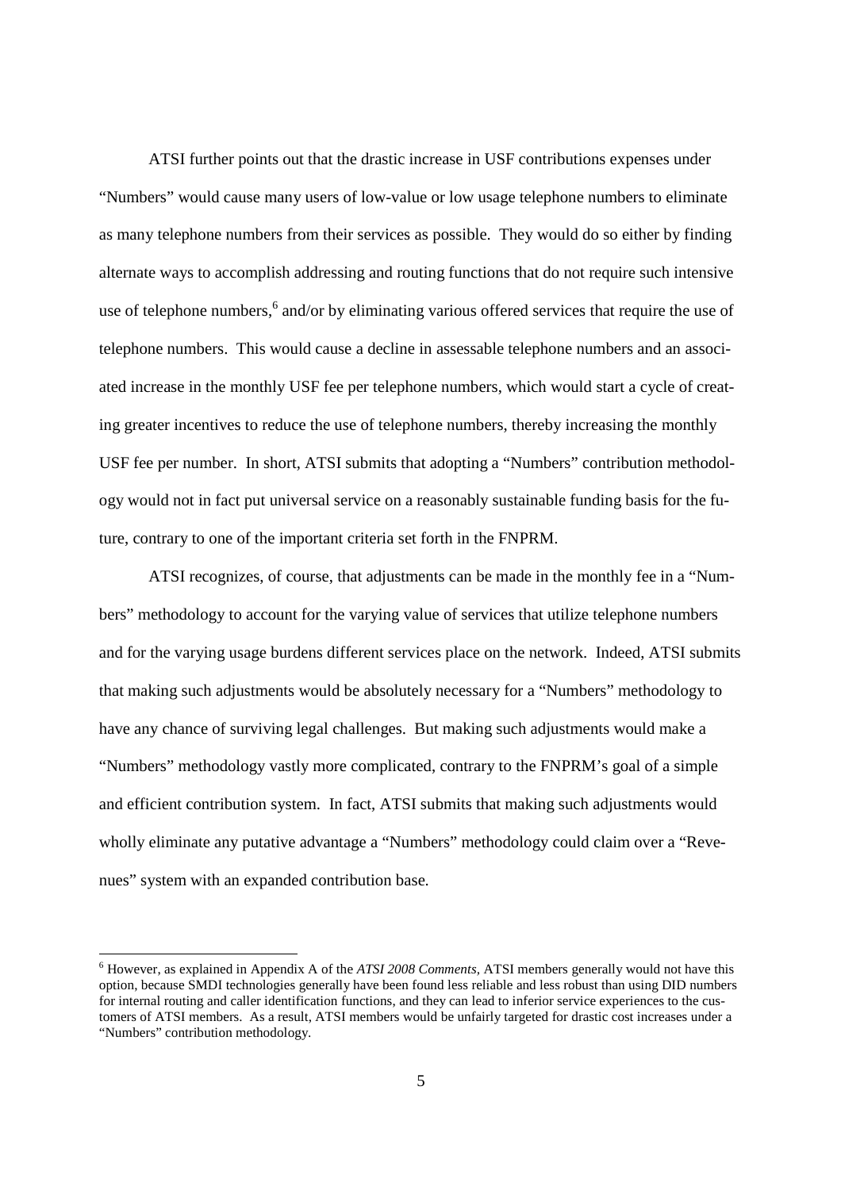ATSI further points out that the drastic increase in USF contributions expenses under "Numbers" would cause many users of low-value or low usage telephone numbers to eliminate as many telephone numbers from their services as possible. They would do so either by finding alternate ways to accomplish addressing and routing functions that do not require such intensive use of telephone numbers,[6] and/or by eliminating various offered services that require the use of telephone numbers. This would cause a decline in assessable telephone numbers and an associated increase in the monthly USF fee per telephone numbers, which would start a cycle of creating greater incentives to reduce the use of telephone numbers, thereby increasing the monthly USF fee per number. In short, ATSI submits that adopting a "Numbers" contribution methodology would not in fact put universal service on a reasonably sustainable funding basis for the future, contrary to one of the important criteria set forth in the FNPRM.

ATSI recognizes, of course, that adjustments can be made in the monthly fee in a "Numbers" methodology to account for the varying value of services that utilize telephone numbers and for the varying usage burdens different services place on the network. Indeed, ATSI submits that making such adjustments would be absolutely necessary for a "Numbers" methodology to have any chance of surviving legal challenges. But making such adjustments would make a "Numbers" methodology vastly more complicated, contrary to the FNPRM's goal of a simple and efficient contribution system. In fact, ATSI submits that making such adjustments would wholly eliminate any putative advantage a "Numbers" methodology could claim over a "Revenues" system with an expanded contribution base.

---

[6] However, as explained in Appendix A of the *ATSI 2008 Comments*, ATSI members generally would not have this option, because SMDI technologies generally have been found less reliable and less robust than using DID numbers for internal routing and caller identification functions, and they can lead to inferior service experiences to the customers of ATSI members. As a result, ATSI members would be unfairly targeted for drastic cost increases under a "Numbers" contribution methodology.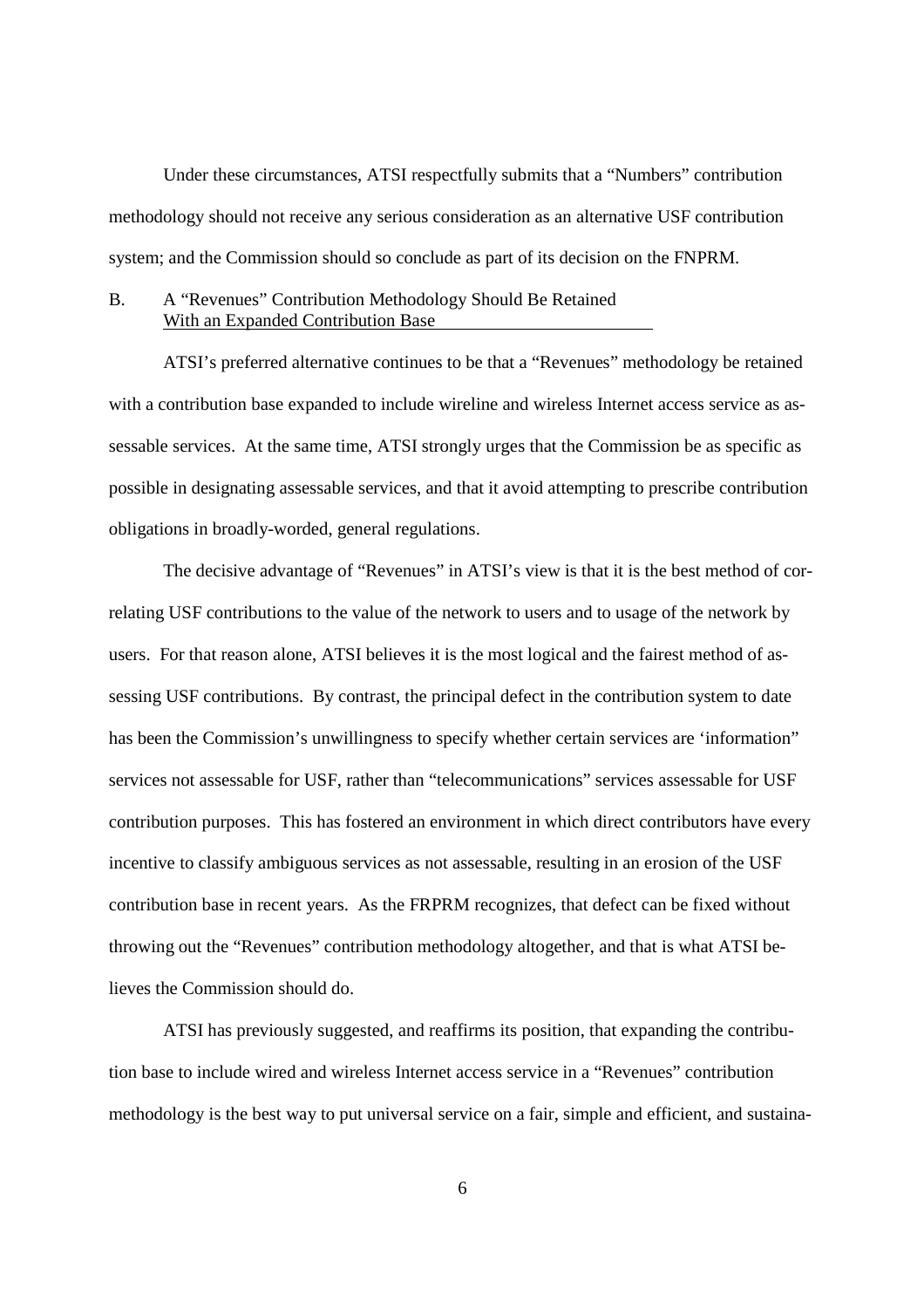Under these circumstances, ATSI respectfully submits that a "Numbers" contribution methodology should not receive any serious consideration as an alternative USF contribution system; and the Commission should so conclude as part of its decision on the FNPRM.

## B. A "Revenues" Contribution Methodology Should Be Retained With an Expanded Contribution Base

ATSI's preferred alternative continues to be that a "Revenues" methodology be retained with a contribution base expanded to include wireline and wireless Internet access service as assessable services. At the same time, ATSI strongly urges that the Commission be as specific as possible in designating assessable services, and that it avoid attempting to prescribe contribution obligations in broadly-worded, general regulations.

The decisive advantage of "Revenues" in ATSI's view is that it is the best method of correlating USF contributions to the value of the network to users and to usage of the network by users. For that reason alone, ATSI believes it is the most logical and the fairest method of assessing USF contributions. By contrast, the principal defect in the contribution system to date has been the Commission's unwillingness to specify whether certain services are 'information" services not assessable for USF, rather than "telecommunications" services assessable for USF contribution purposes. This has fostered an environment in which direct contributors have every incentive to classify ambiguous services as not assessable, resulting in an erosion of the USF contribution base in recent years. As the FRPRM recognizes, that defect can be fixed without throwing out the "Revenues" contribution methodology altogether, and that is what ATSI believes the Commission should do.

ATSI has previously suggested, and reaffirms its position, that expanding the contribution base to include wired and wireless Internet access service in a "Revenues" contribution methodology is the best way to put universal service on a fair, simple and efficient, and sustaina-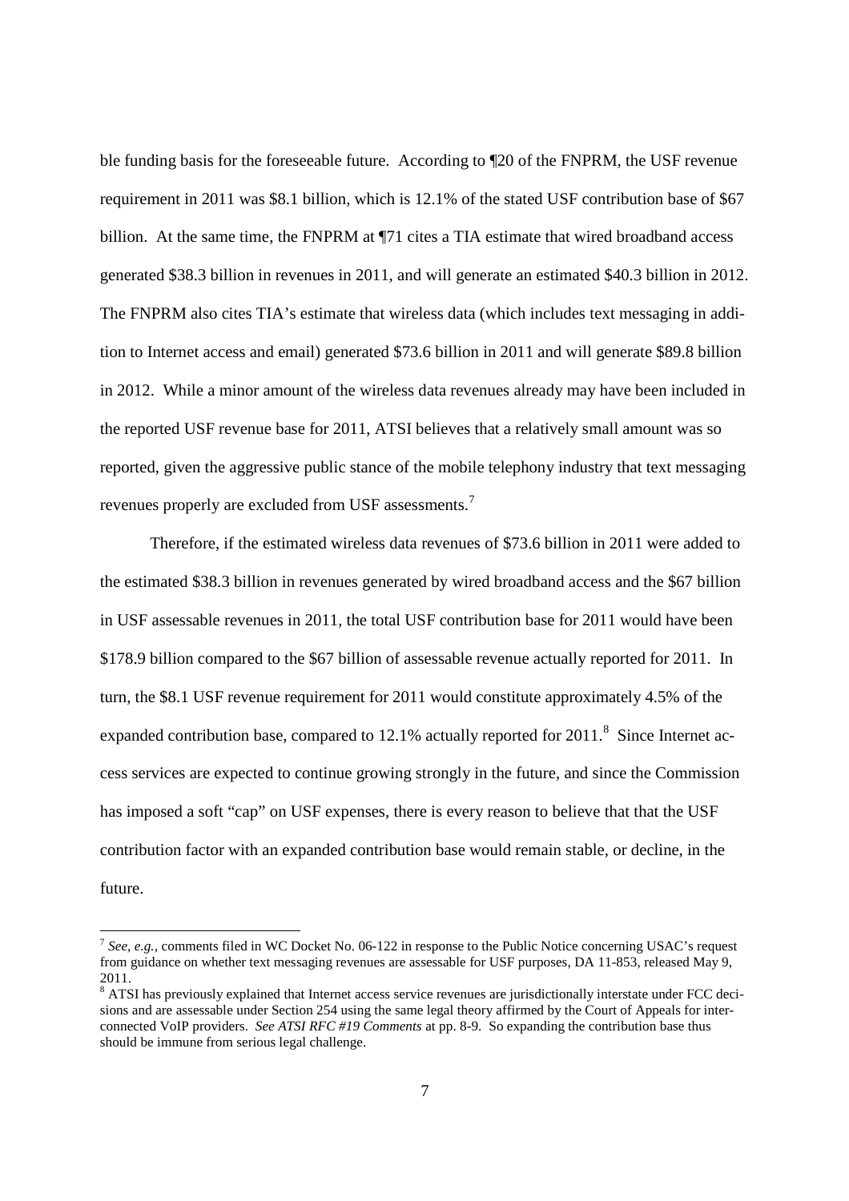ble funding basis for the foreseeable future. According to ¶20 of the FNPRM, the USF revenue requirement in 2011 was $8.1 billion, which is 12.1% of the stated USF contribution base of $67 billion. At the same time, the FNPRM at ¶71 cites a TIA estimate that wired broadband access generated $38.3 billion in revenues in 2011, and will generate an estimated $40.3 billion in 2012. The FNPRM also cites TIA's estimate that wireless data (which includes text messaging in addition to Internet access and email) generated $73.6 billion in 2011 and will generate $89.8 billion in 2012. While a minor amount of the wireless data revenues already may have been included in the reported USF revenue base for 2011, ATSI believes that a relatively small amount was so reported, given the aggressive public stance of the mobile telephony industry that text messaging revenues properly are excluded from USF assessments.[7]

Therefore, if the estimated wireless data revenues of $73.6 billion in 2011 were added to the estimated $38.3 billion in revenues generated by wired broadband access and the $67 billion in USF assessable revenues in 2011, the total USF contribution base for 2011 would have been $178.9 billion compared to the $67 billion of assessable revenue actually reported for 2011. In turn, the $8.1 USF revenue requirement for 2011 would constitute approximately 4.5% of the expanded contribution base, compared to 12.1% actually reported for 2011.[8] Since Internet access services are expected to continue growing strongly in the future, and since the Commission has imposed a soft "cap" on USF expenses, there is every reason to believe that that the USF contribution factor with an expanded contribution base would remain stable, or decline, in the future.

---

[7] *See, e.g.*, comments filed in WC Docket No. 06-122 in response to the Public Notice concerning USAC's request from guidance on whether text messaging revenues are assessable for USF purposes, DA 11-853, released May 9, 2011.

[8] ATSI has previously explained that Internet access service revenues are jurisdictionally interstate under FCC decisions and are assessable under Section 254 using the same legal theory affirmed by the Court of Appeals for interconnected VoIP providers. *See ATSI RFC #19 Comments* at pp. 8-9. So expanding the contribution base thus should be immune from serious legal challenge.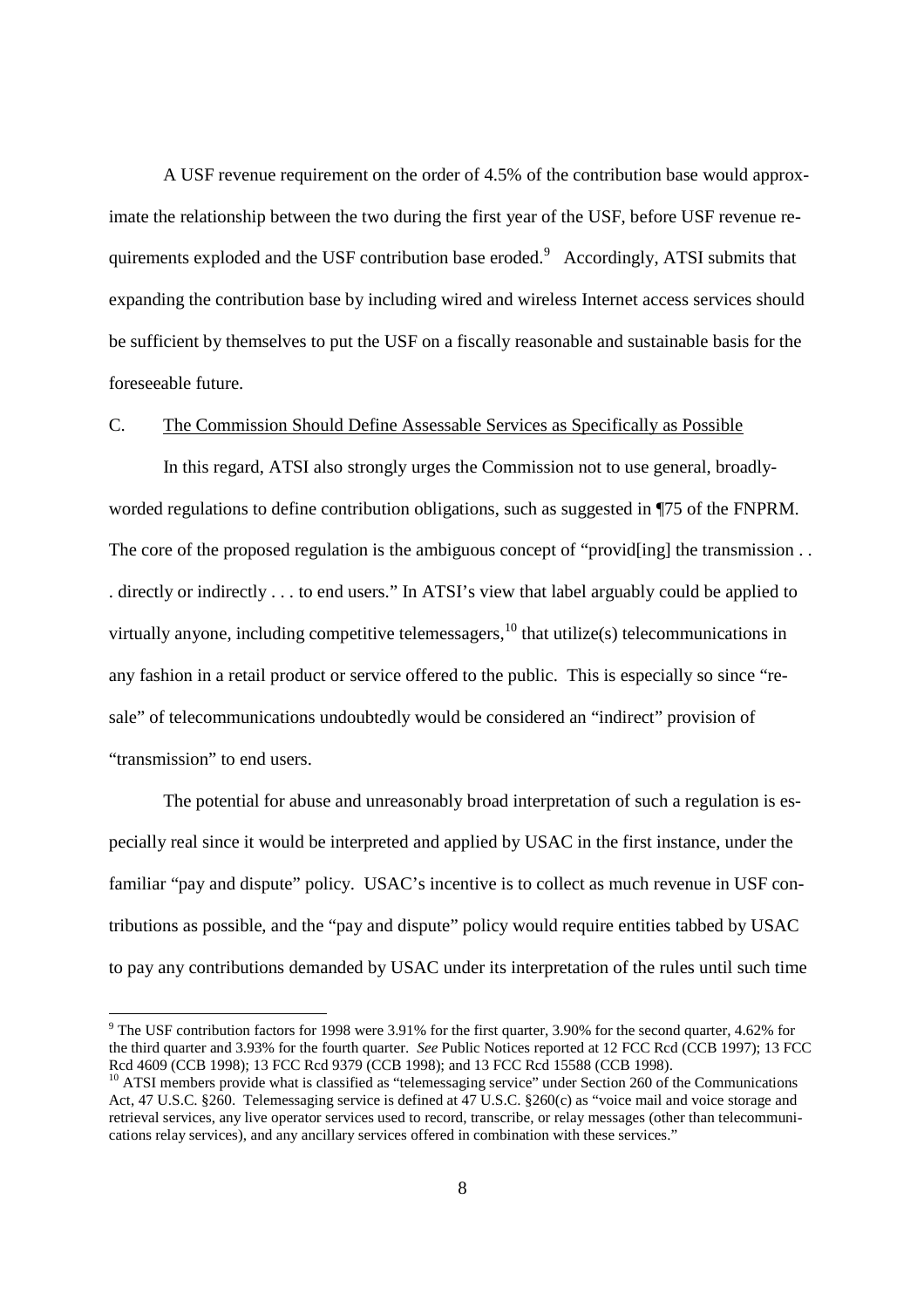A USF revenue requirement on the order of 4.5% of the contribution base would approximate the relationship between the two during the first year of the USF, before USF revenue requirements exploded and the USF contribution base eroded.[9] Accordingly, ATSI submits that expanding the contribution base by including wired and wireless Internet access services should be sufficient by themselves to put the USF on a fiscally reasonable and sustainable basis for the foreseeable future.

C. <u>The Commission Should Define Assessable Services as Specifically as Possible</u>

In this regard, ATSI also strongly urges the Commission not to use general, broadly-worded regulations to define contribution obligations, such as suggested in ¶75 of the FNPRM. The core of the proposed regulation is the ambiguous concept of "provid[ing] the transmission . . . directly or indirectly . . . to end users." In ATSI's view that label arguably could be applied to virtually anyone, including competitive telemessagers,[10] that utilize(s) telecommunications in any fashion in a retail product or service offered to the public. This is especially so since "resale" of telecommunications undoubtedly would be considered an "indirect" provision of "transmission" to end users.

The potential for abuse and unreasonably broad interpretation of such a regulation is especially real since it would be interpreted and applied by USAC in the first instance, under the familiar "pay and dispute" policy. USAC's incentive is to collect as much revenue in USF contributions as possible, and the "pay and dispute" policy would require entities tabbed by USAC to pay any contributions demanded by USAC under its interpretation of the rules until such time

---

[9] The USF contribution factors for 1998 were 3.91% for the first quarter, 3.90% for the second quarter, 4.62% for the third quarter and 3.93% for the fourth quarter. *See* Public Notices reported at 12 FCC Rcd (CCB 1997); 13 FCC Rcd 4609 (CCB 1998); 13 FCC Rcd 9379 (CCB 1998); and 13 FCC Rcd 15588 (CCB 1998).

[10] ATSI members provide what is classified as "telemessaging service" under Section 260 of the Communications Act, 47 U.S.C. §260. Telemessaging service is defined at 47 U.S.C. §260(c) as "voice mail and voice storage and retrieval services, any live operator services used to record, transcribe, or relay messages (other than telecommunications relay services), and any ancillary services offered in combination with these services."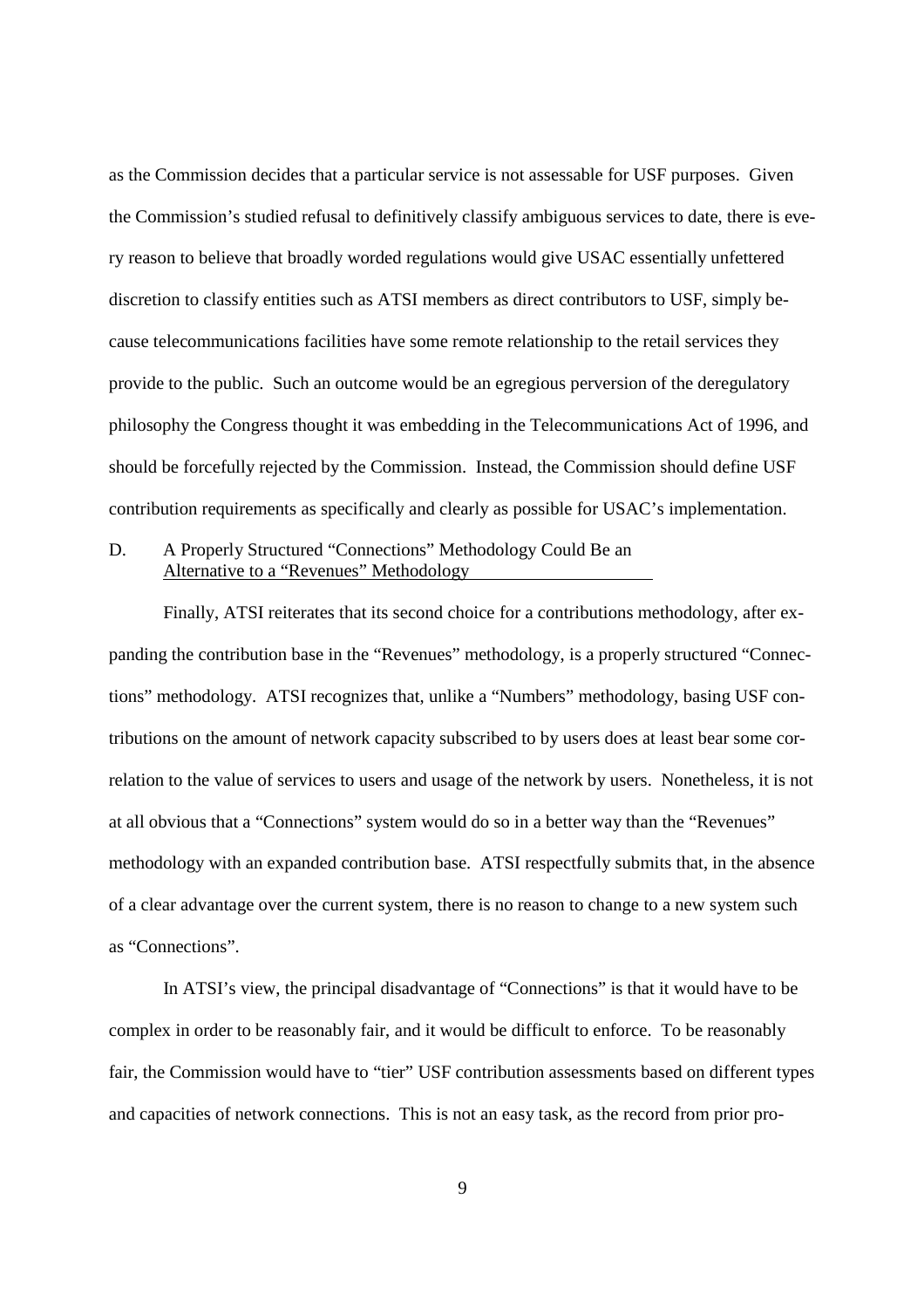as the Commission decides that a particular service is not assessable for USF purposes. Given the Commission's studied refusal to definitively classify ambiguous services to date, there is every reason to believe that broadly worded regulations would give USAC essentially unfettered discretion to classify entities such as ATSI members as direct contributors to USF, simply because telecommunications facilities have some remote relationship to the retail services they provide to the public. Such an outcome would be an egregious perversion of the deregulatory philosophy the Congress thought it was embedding in the Telecommunications Act of 1996, and should be forcefully rejected by the Commission. Instead, the Commission should define USF contribution requirements as specifically and clearly as possible for USAC's implementation.

### D. A Properly Structured "Connections" Methodology Could Be an Alternative to a "Revenues" Methodology

Finally, ATSI reiterates that its second choice for a contributions methodology, after expanding the contribution base in the "Revenues" methodology, is a properly structured "Connections" methodology. ATSI recognizes that, unlike a "Numbers" methodology, basing USF contributions on the amount of network capacity subscribed to by users does at least bear some correlation to the value of services to users and usage of the network by users. Nonetheless, it is not at all obvious that a "Connections" system would do so in a better way than the "Revenues" methodology with an expanded contribution base. ATSI respectfully submits that, in the absence of a clear advantage over the current system, there is no reason to change to a new system such as "Connections".

In ATSI's view, the principal disadvantage of "Connections" is that it would have to be complex in order to be reasonably fair, and it would be difficult to enforce. To be reasonably fair, the Commission would have to "tier" USF contribution assessments based on different types and capacities of network connections. This is not an easy task, as the record from prior pro-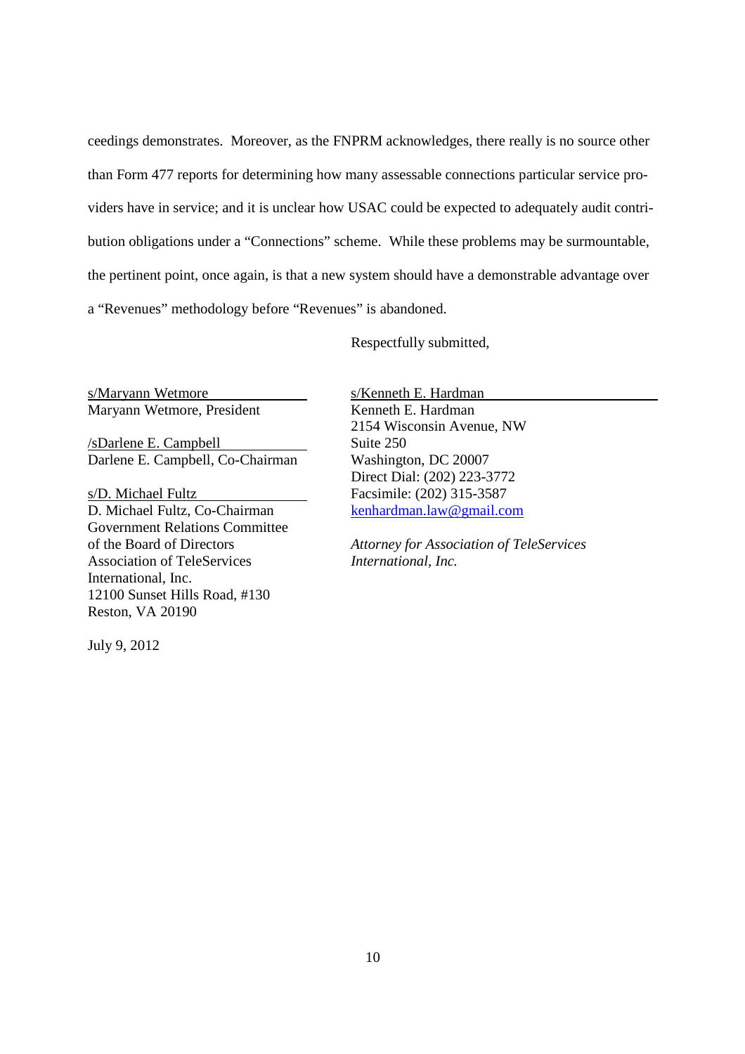ceedings demonstrates. Moreover, as the FNPRM acknowledges, there really is no source other than Form 477 reports for determining how many assessable connections particular service providers have in service; and it is unclear how USAC could be expected to adequately audit contribution obligations under a "Connections" scheme. While these problems may be surmountable, the pertinent point, once again, is that a new system should have a demonstrable advantage over a "Revenues" methodology before "Revenues" is abandoned.

Respectfully submitted,

s/Maryann Wetmore
Maryann Wetmore, President

/sDarlene E. Campbell
Darlene E. Campbell, Co-Chairman

s/D. Michael Fultz
D. Michael Fultz, Co-Chairman
Government Relations Committee
of the Board of Directors
Association of TeleServices
International, Inc.
12100 Sunset Hills Road, #130
Reston, VA 20190

s/Kenneth E. Hardman
Kenneth E. Hardman
2154 Wisconsin Avenue, NW
Suite 250
Washington, DC 20007
Direct Dial: (202) 223-3772
Facsimile: (202) 315-3587
kenhardman.law@gmail.com

*Attorney for Association of TeleServices International, Inc.*

July 9, 2012